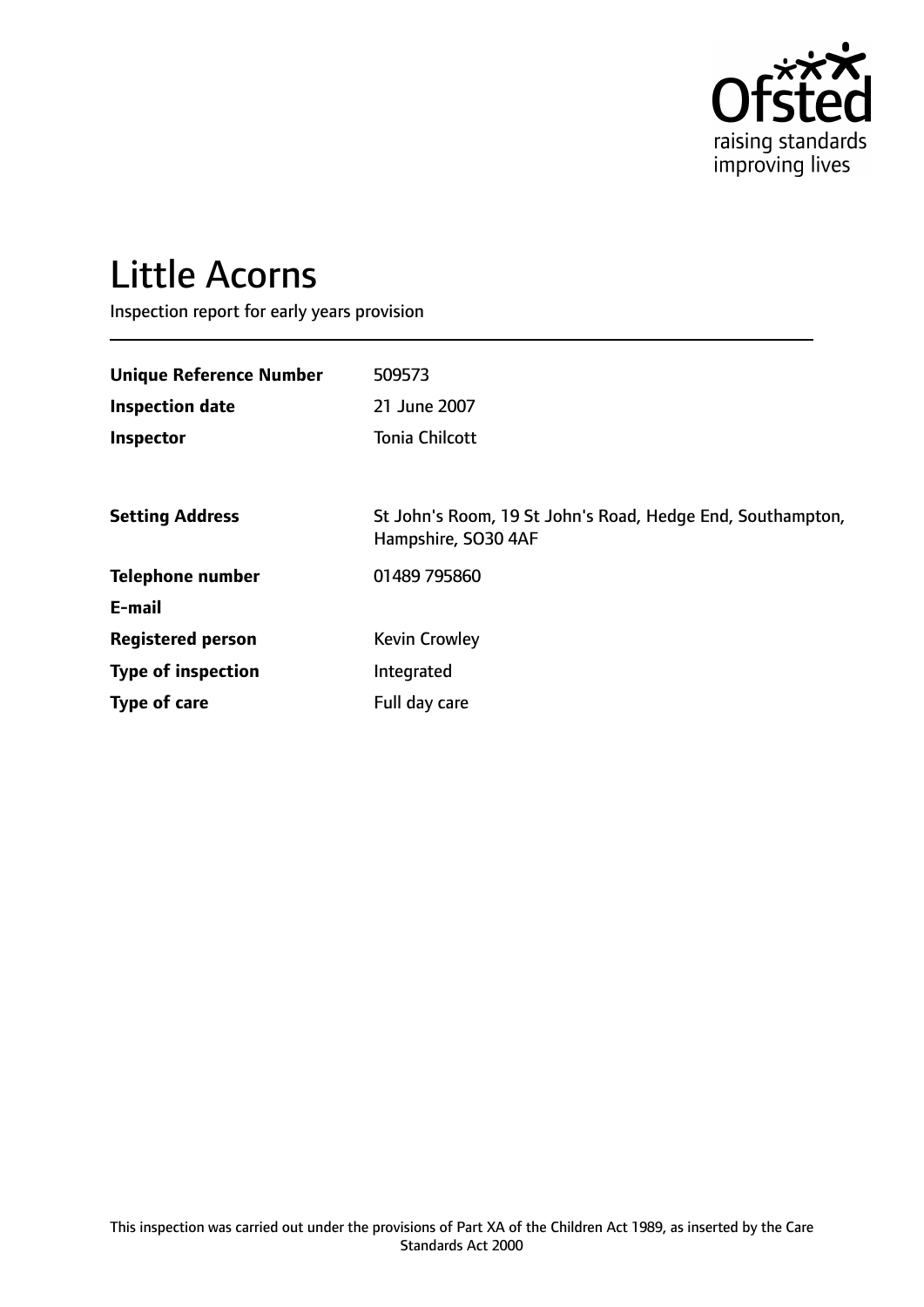Ofsted
raising standards
improving lives

# Little Acorns

Inspection report for early years provision

| | |
|---|---|
| **Unique Reference Number** | 509573 |
| **Inspection date** | 21 June 2007 |
| **Inspector** | Tonia Chilcott |
| | |
| **Setting Address** | St John's Room, 19 St John's Road, Hedge End, Southampton, Hampshire, SO30 4AF |
| **Telephone number** | 01489 795860 |
| **E-mail** | |
| **Registered person** | Kevin Crowley |
| **Type of inspection** | Integrated |
| **Type of care** | Full day care |

This inspection was carried out under the provisions of Part XA of the Children Act 1989, as inserted by the Care Standards Act 2000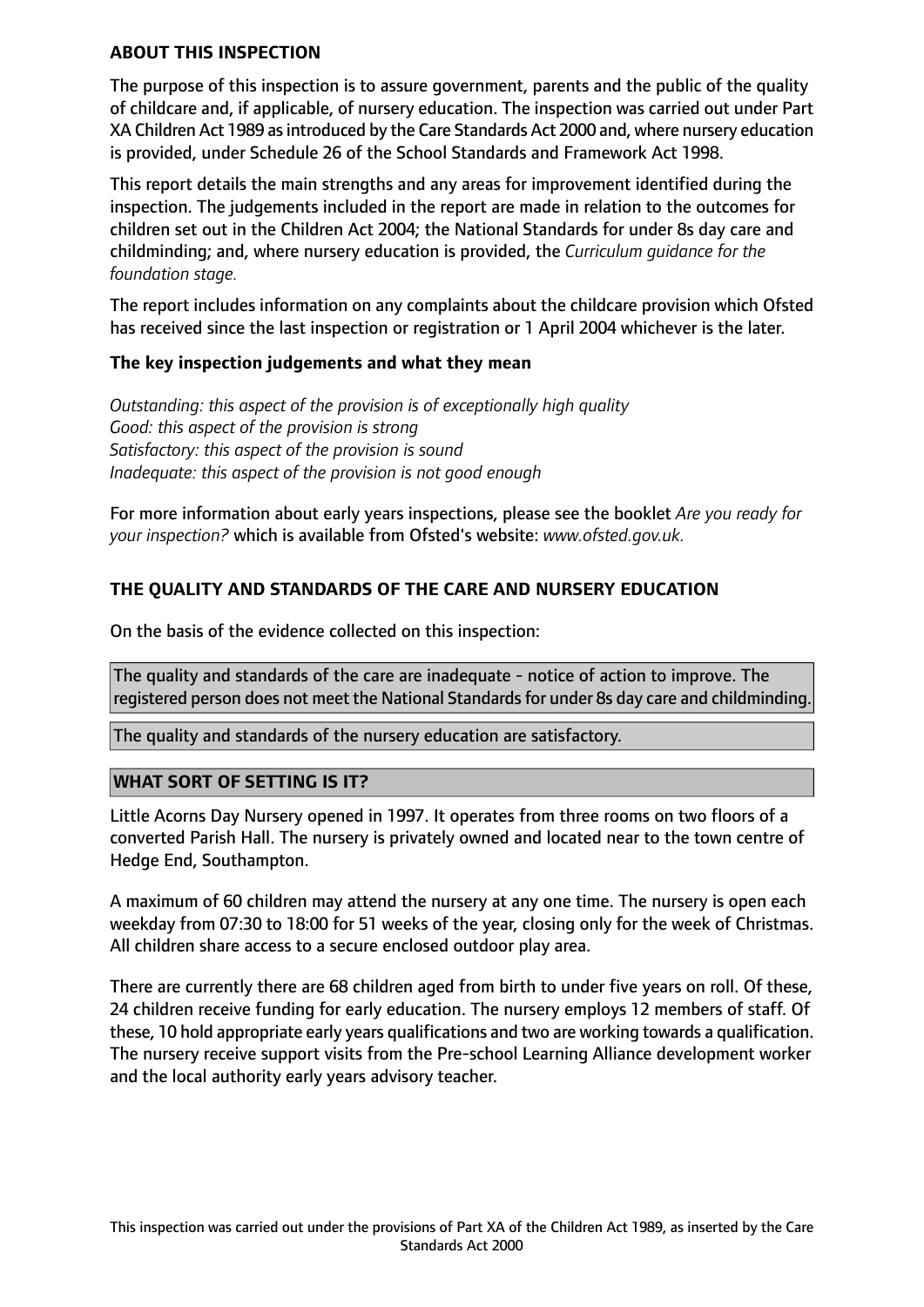## ABOUT THIS INSPECTION

The purpose of this inspection is to assure government, parents and the public of the quality of childcare and, if applicable, of nursery education. The inspection was carried out under Part XA Children Act 1989 as introduced by the Care Standards Act 2000 and, where nursery education is provided, under Schedule 26 of the School Standards and Framework Act 1998.

This report details the main strengths and any areas for improvement identified during the inspection. The judgements included in the report are made in relation to the outcomes for children set out in the Children Act 2004; the National Standards for under 8s day care and childminding; and, where nursery education is provided, the *Curriculum guidance for the foundation stage.*

The report includes information on any complaints about the childcare provision which Ofsted has received since the last inspection or registration or 1 April 2004 whichever is the later.

### The key inspection judgements and what they mean

*Outstanding: this aspect of the provision is of exceptionally high quality*
*Good: this aspect of the provision is strong*
*Satisfactory: this aspect of the provision is sound*
*Inadequate: this aspect of the provision is not good enough*

For more information about early years inspections, please see the booklet *Are you ready for your inspection?* which is available from Ofsted's website: *www.ofsted.gov.uk.*

## THE QUALITY AND STANDARDS OF THE CARE AND NURSERY EDUCATION

On the basis of the evidence collected on this inspection:

The quality and standards of the care are inadequate - notice of action to improve. The registered person does not meet the National Standards for under 8s day care and childminding.

The quality and standards of the nursery education are satisfactory.

## WHAT SORT OF SETTING IS IT?

Little Acorns Day Nursery opened in 1997. It operates from three rooms on two floors of a converted Parish Hall. The nursery is privately owned and located near to the town centre of Hedge End, Southampton.

A maximum of 60 children may attend the nursery at any one time. The nursery is open each weekday from 07:30 to 18:00 for 51 weeks of the year, closing only for the week of Christmas. All children share access to a secure enclosed outdoor play area.

There are currently there are 68 children aged from birth to under five years on roll. Of these, 24 children receive funding for early education. The nursery employs 12 members of staff. Of these, 10 hold appropriate early years qualifications and two are working towards a qualification. The nursery receive support visits from the Pre-school Learning Alliance development worker and the local authority early years advisory teacher.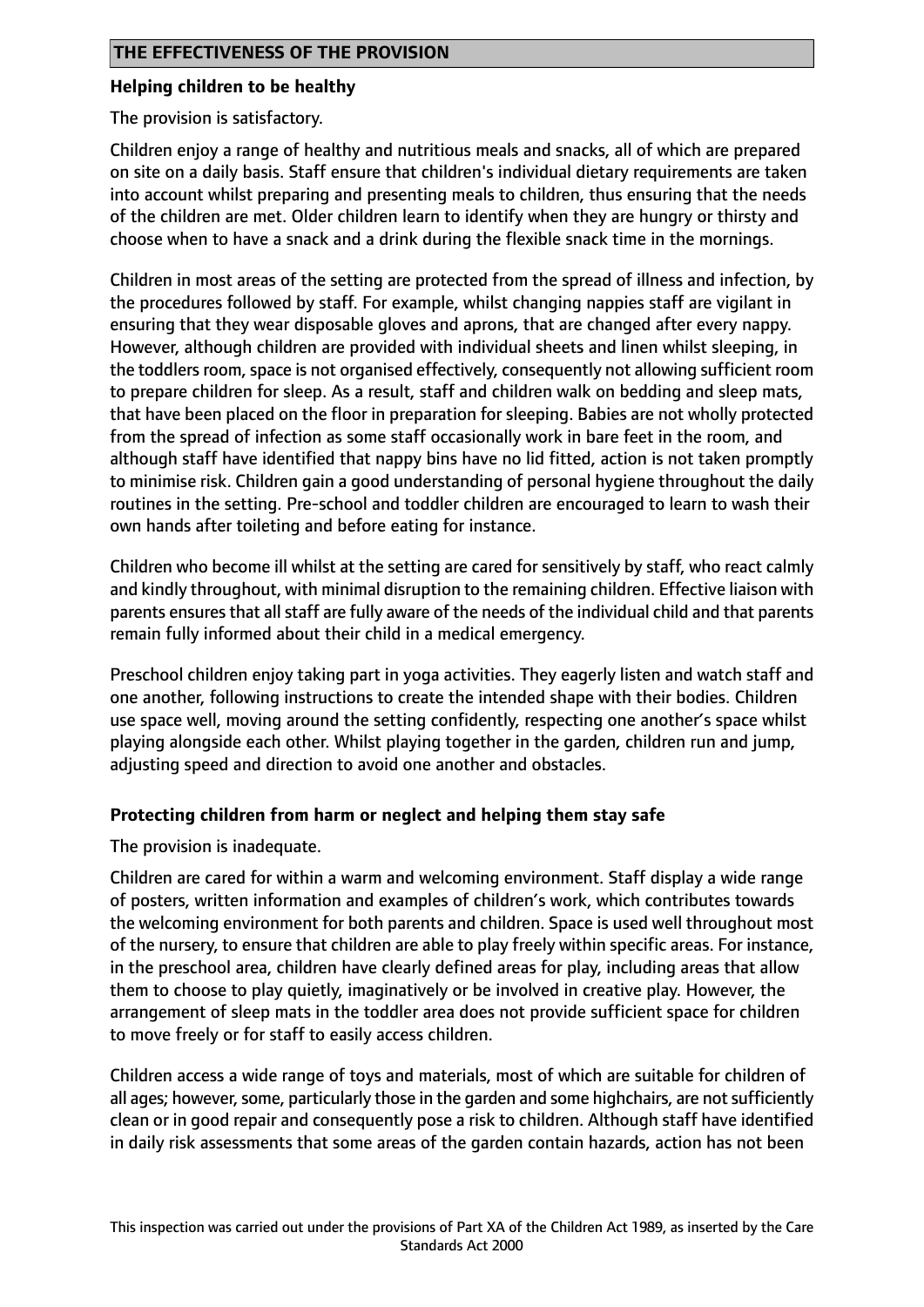## THE EFFECTIVENESS OF THE PROVISION

**Helping children to be healthy**

The provision is satisfactory.

Children enjoy a range of healthy and nutritious meals and snacks, all of which are prepared on site on a daily basis. Staff ensure that children's individual dietary requirements are taken into account whilst preparing and presenting meals to children, thus ensuring that the needs of the children are met. Older children learn to identify when they are hungry or thirsty and choose when to have a snack and a drink during the flexible snack time in the mornings.

Children in most areas of the setting are protected from the spread of illness and infection, by the procedures followed by staff. For example, whilst changing nappies staff are vigilant in ensuring that they wear disposable gloves and aprons, that are changed after every nappy. However, although children are provided with individual sheets and linen whilst sleeping, in the toddlers room, space is not organised effectively, consequently not allowing sufficient room to prepare children for sleep. As a result, staff and children walk on bedding and sleep mats, that have been placed on the floor in preparation for sleeping. Babies are not wholly protected from the spread of infection as some staff occasionally work in bare feet in the room, and although staff have identified that nappy bins have no lid fitted, action is not taken promptly to minimise risk. Children gain a good understanding of personal hygiene throughout the daily routines in the setting. Pre-school and toddler children are encouraged to learn to wash their own hands after toileting and before eating for instance.

Children who become ill whilst at the setting are cared for sensitively by staff, who react calmly and kindly throughout, with minimal disruption to the remaining children. Effective liaison with parents ensures that all staff are fully aware of the needs of the individual child and that parents remain fully informed about their child in a medical emergency.

Preschool children enjoy taking part in yoga activities. They eagerly listen and watch staff and one another, following instructions to create the intended shape with their bodies. Children use space well, moving around the setting confidently, respecting one another's space whilst playing alongside each other. Whilst playing together in the garden, children run and jump, adjusting speed and direction to avoid one another and obstacles.

**Protecting children from harm or neglect and helping them stay safe**

The provision is inadequate.

Children are cared for within a warm and welcoming environment. Staff display a wide range of posters, written information and examples of children's work, which contributes towards the welcoming environment for both parents and children. Space is used well throughout most of the nursery, to ensure that children are able to play freely within specific areas. For instance, in the preschool area, children have clearly defined areas for play, including areas that allow them to choose to play quietly, imaginatively or be involved in creative play. However, the arrangement of sleep mats in the toddler area does not provide sufficient space for children to move freely or for staff to easily access children.

Children access a wide range of toys and materials, most of which are suitable for children of all ages; however, some, particularly those in the garden and some highchairs, are not sufficiently clean or in good repair and consequently pose a risk to children. Although staff have identified in daily risk assessments that some areas of the garden contain hazards, action has not been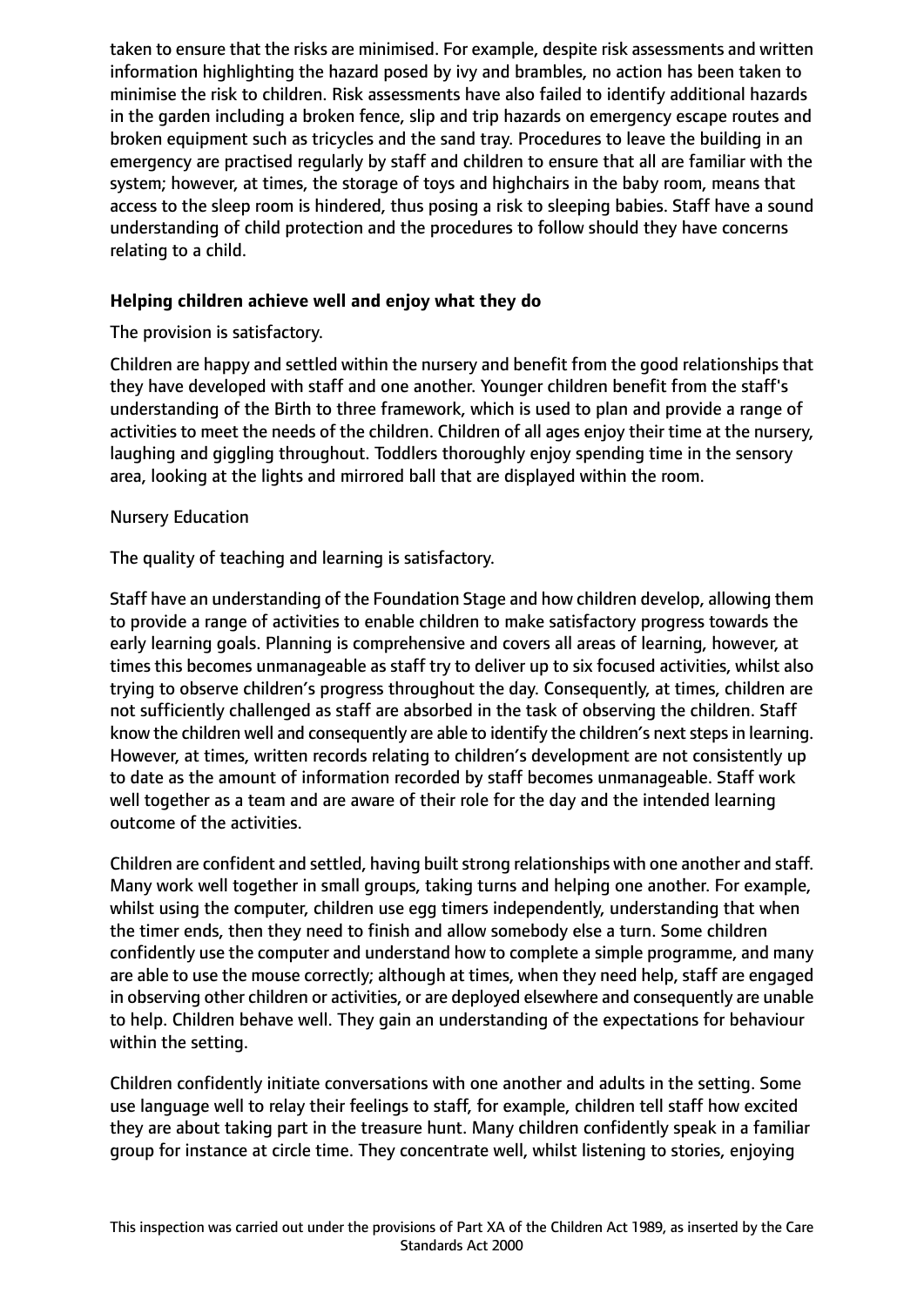taken to ensure that the risks are minimised. For example, despite risk assessments and written information highlighting the hazard posed by ivy and brambles, no action has been taken to minimise the risk to children. Risk assessments have also failed to identify additional hazards in the garden including a broken fence, slip and trip hazards on emergency escape routes and broken equipment such as tricycles and the sand tray. Procedures to leave the building in an emergency are practised regularly by staff and children to ensure that all are familiar with the system; however, at times, the storage of toys and highchairs in the baby room, means that access to the sleep room is hindered, thus posing a risk to sleeping babies. Staff have a sound understanding of child protection and the procedures to follow should they have concerns relating to a child.

### Helping children achieve well and enjoy what they do

The provision is satisfactory.

Children are happy and settled within the nursery and benefit from the good relationships that they have developed with staff and one another. Younger children benefit from the staff's understanding of the Birth to three framework, which is used to plan and provide a range of activities to meet the needs of the children. Children of all ages enjoy their time at the nursery, laughing and giggling throughout. Toddlers thoroughly enjoy spending time in the sensory area, looking at the lights and mirrored ball that are displayed within the room.

Nursery Education

The quality of teaching and learning is satisfactory.

Staff have an understanding of the Foundation Stage and how children develop, allowing them to provide a range of activities to enable children to make satisfactory progress towards the early learning goals. Planning is comprehensive and covers all areas of learning, however, at times this becomes unmanageable as staff try to deliver up to six focused activities, whilst also trying to observe children's progress throughout the day. Consequently, at times, children are not sufficiently challenged as staff are absorbed in the task of observing the children. Staff know the children well and consequently are able to identify the children's next steps in learning. However, at times, written records relating to children's development are not consistently up to date as the amount of information recorded by staff becomes unmanageable. Staff work well together as a team and are aware of their role for the day and the intended learning outcome of the activities.

Children are confident and settled, having built strong relationships with one another and staff. Many work well together in small groups, taking turns and helping one another. For example, whilst using the computer, children use egg timers independently, understanding that when the timer ends, then they need to finish and allow somebody else a turn. Some children confidently use the computer and understand how to complete a simple programme, and many are able to use the mouse correctly; although at times, when they need help, staff are engaged in observing other children or activities, or are deployed elsewhere and consequently are unable to help. Children behave well. They gain an understanding of the expectations for behaviour within the setting.

Children confidently initiate conversations with one another and adults in the setting. Some use language well to relay their feelings to staff, for example, children tell staff how excited they are about taking part in the treasure hunt. Many children confidently speak in a familiar group for instance at circle time. They concentrate well, whilst listening to stories, enjoying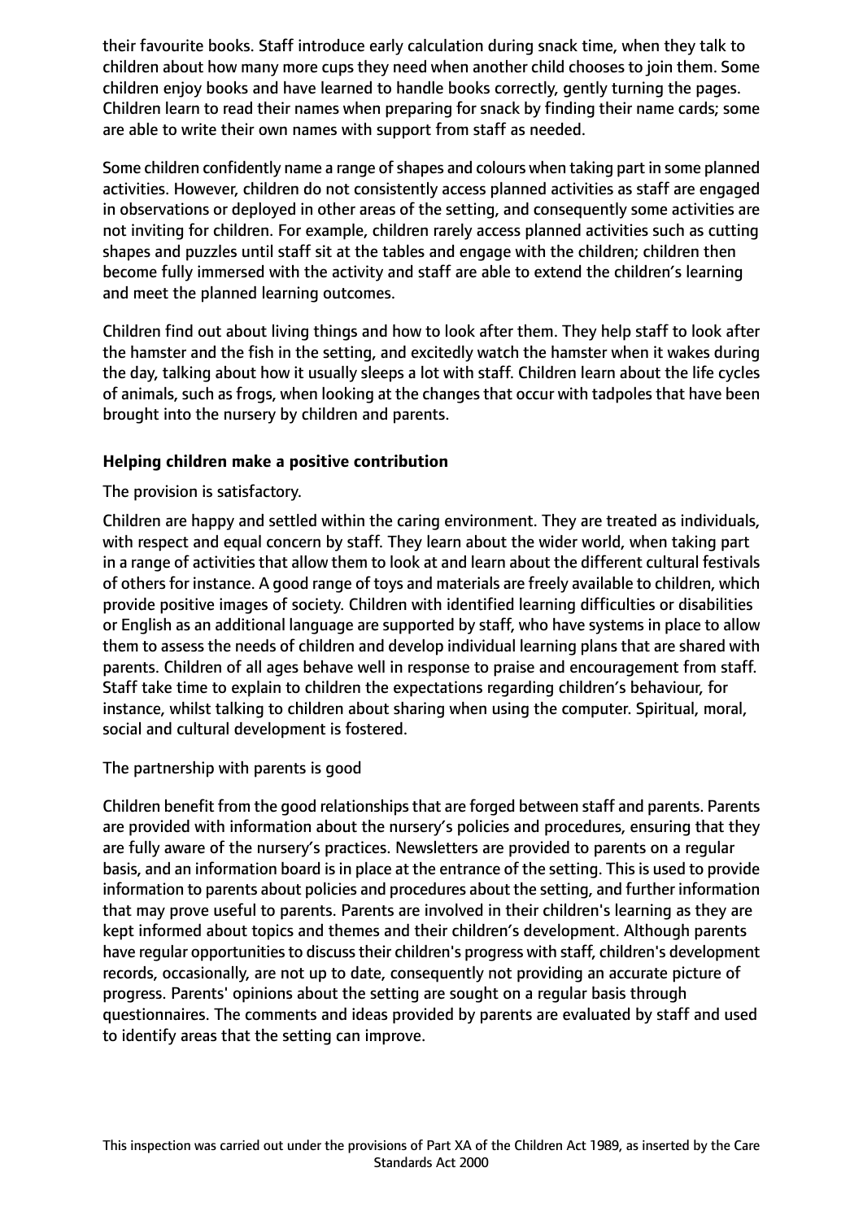their favourite books. Staff introduce early calculation during snack time, when they talk to children about how many more cups they need when another child chooses to join them. Some children enjoy books and have learned to handle books correctly, gently turning the pages. Children learn to read their names when preparing for snack by finding their name cards; some are able to write their own names with support from staff as needed.

Some children confidently name a range of shapes and colours when taking part in some planned activities. However, children do not consistently access planned activities as staff are engaged in observations or deployed in other areas of the setting, and consequently some activities are not inviting for children. For example, children rarely access planned activities such as cutting shapes and puzzles until staff sit at the tables and engage with the children; children then become fully immersed with the activity and staff are able to extend the children's learning and meet the planned learning outcomes.

Children find out about living things and how to look after them. They help staff to look after the hamster and the fish in the setting, and excitedly watch the hamster when it wakes during the day, talking about how it usually sleeps a lot with staff. Children learn about the life cycles of animals, such as frogs, when looking at the changes that occur with tadpoles that have been brought into the nursery by children and parents.

**Helping children make a positive contribution**

The provision is satisfactory.

Children are happy and settled within the caring environment. They are treated as individuals, with respect and equal concern by staff. They learn about the wider world, when taking part in a range of activities that allow them to look at and learn about the different cultural festivals of others for instance. A good range of toys and materials are freely available to children, which provide positive images of society. Children with identified learning difficulties or disabilities or English as an additional language are supported by staff, who have systems in place to allow them to assess the needs of children and develop individual learning plans that are shared with parents. Children of all ages behave well in response to praise and encouragement from staff. Staff take time to explain to children the expectations regarding children's behaviour, for instance, whilst talking to children about sharing when using the computer. Spiritual, moral, social and cultural development is fostered.

The partnership with parents is good

Children benefit from the good relationships that are forged between staff and parents. Parents are provided with information about the nursery's policies and procedures, ensuring that they are fully aware of the nursery's practices. Newsletters are provided to parents on a regular basis, and an information board is in place at the entrance of the setting. This is used to provide information to parents about policies and procedures about the setting, and further information that may prove useful to parents. Parents are involved in their children's learning as they are kept informed about topics and themes and their children's development. Although parents have regular opportunities to discuss their children's progress with staff, children's development records, occasionally, are not up to date, consequently not providing an accurate picture of progress. Parents' opinions about the setting are sought on a regular basis through questionnaires. The comments and ideas provided by parents are evaluated by staff and used to identify areas that the setting can improve.

This inspection was carried out under the provisions of Part XA of the Children Act 1989, as inserted by the Care Standards Act 2000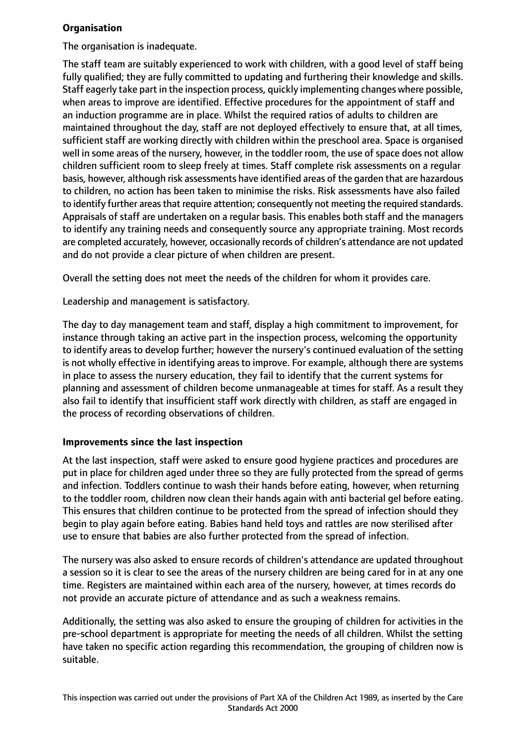**Organisation**

The organisation is inadequate.

The staff team are suitably experienced to work with children, with a good level of staff being fully qualified; they are fully committed to updating and furthering their knowledge and skills. Staff eagerly take part in the inspection process, quickly implementing changes where possible, when areas to improve are identified. Effective procedures for the appointment of staff and an induction programme are in place. Whilst the required ratios of adults to children are maintained throughout the day, staff are not deployed effectively to ensure that, at all times, sufficient staff are working directly with children within the preschool area. Space is organised well in some areas of the nursery, however, in the toddler room, the use of space does not allow children sufficient room to sleep freely at times. Staff complete risk assessments on a regular basis, however, although risk assessments have identified areas of the garden that are hazardous to children, no action has been taken to minimise the risks. Risk assessments have also failed to identify further areas that require attention; consequently not meeting the required standards. Appraisals of staff are undertaken on a regular basis. This enables both staff and the managers to identify any training needs and consequently source any appropriate training. Most records are completed accurately, however, occasionally records of children's attendance are not updated and do not provide a clear picture of when children are present.

Overall the setting does not meet the needs of the children for whom it provides care.

Leadership and management is satisfactory.

The day to day management team and staff, display a high commitment to improvement, for instance through taking an active part in the inspection process, welcoming the opportunity to identify areas to develop further; however the nursery's continued evaluation of the setting is not wholly effective in identifying areas to improve. For example, although there are systems in place to assess the nursery education, they fail to identify that the current systems for planning and assessment of children become unmanageable at times for staff. As a result they also fail to identify that insufficient staff work directly with children, as staff are engaged in the process of recording observations of children.

**Improvements since the last inspection**

At the last inspection, staff were asked to ensure good hygiene practices and procedures are put in place for children aged under three so they are fully protected from the spread of germs and infection. Toddlers continue to wash their hands before eating, however, when returning to the toddler room, children now clean their hands again with anti bacterial gel before eating. This ensures that children continue to be protected from the spread of infection should they begin to play again before eating. Babies hand held toys and rattles are now sterilised after use to ensure that babies are also further protected from the spread of infection.

The nursery was also asked to ensure records of children's attendance are updated throughout a session so it is clear to see the areas of the nursery children are being cared for in at any one time. Registers are maintained within each area of the nursery, however, at times records do not provide an accurate picture of attendance and as such a weakness remains.

Additionally, the setting was also asked to ensure the grouping of children for activities in the pre-school department is appropriate for meeting the needs of all children. Whilst the setting have taken no specific action regarding this recommendation, the grouping of children now is suitable.

This inspection was carried out under the provisions of Part XA of the Children Act 1989, as inserted by the Care Standards Act 2000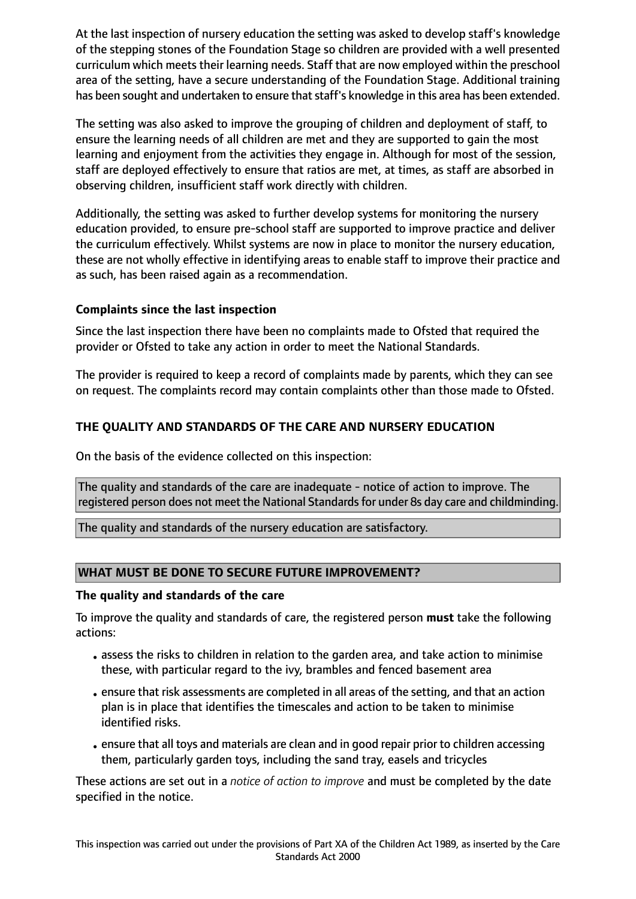At the last inspection of nursery education the setting was asked to develop staff's knowledge of the stepping stones of the Foundation Stage so children are provided with a well presented curriculum which meets their learning needs. Staff that are now employed within the preschool area of the setting, have a secure understanding of the Foundation Stage. Additional training has been sought and undertaken to ensure that staff's knowledge in this area has been extended.

The setting was also asked to improve the grouping of children and deployment of staff, to ensure the learning needs of all children are met and they are supported to gain the most learning and enjoyment from the activities they engage in. Although for most of the session, staff are deployed effectively to ensure that ratios are met, at times, as staff are absorbed in observing children, insufficient staff work directly with children.

Additionally, the setting was asked to further develop systems for monitoring the nursery education provided, to ensure pre-school staff are supported to improve practice and deliver the curriculum effectively. Whilst systems are now in place to monitor the nursery education, these are not wholly effective in identifying areas to enable staff to improve their practice and as such, has been raised again as a recommendation.

### Complaints since the last inspection

Since the last inspection there have been no complaints made to Ofsted that required the provider or Ofsted to take any action in order to meet the National Standards.

The provider is required to keep a record of complaints made by parents, which they can see on request. The complaints record may contain complaints other than those made to Ofsted.

## THE QUALITY AND STANDARDS OF THE CARE AND NURSERY EDUCATION

On the basis of the evidence collected on this inspection:

The quality and standards of the care are inadequate - notice of action to improve. The registered person does not meet the National Standards for under 8s day care and childminding.

The quality and standards of the nursery education are satisfactory.

## WHAT MUST BE DONE TO SECURE FUTURE IMPROVEMENT?

### The quality and standards of the care

To improve the quality and standards of care, the registered person **must** take the following actions:

- assess the risks to children in relation to the garden area, and take action to minimise these, with particular regard to the ivy, brambles and fenced basement area
- ensure that risk assessments are completed in all areas of the setting, and that an action plan is in place that identifies the timescales and action to be taken to minimise identified risks.
- ensure that all toys and materials are clean and in good repair prior to children accessing them, particularly garden toys, including the sand tray, easels and tricycles

These actions are set out in a *notice of action to improve* and must be completed by the date specified in the notice.

This inspection was carried out under the provisions of Part XA of the Children Act 1989, as inserted by the Care Standards Act 2000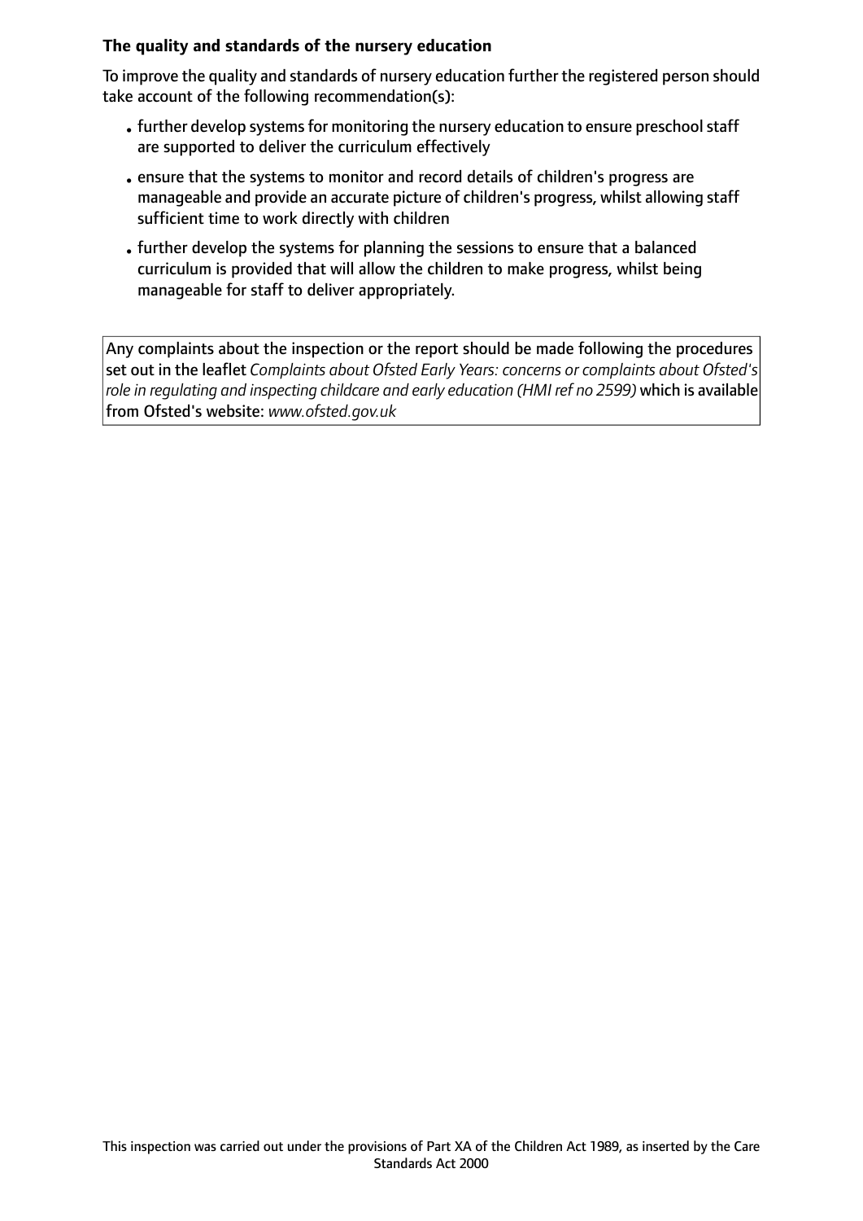**The quality and standards of the nursery education**

To improve the quality and standards of nursery education further the registered person should take account of the following recommendation(s):

- further develop systems for monitoring the nursery education to ensure preschool staff are supported to deliver the curriculum effectively
- ensure that the systems to monitor and record details of children's progress are manageable and provide an accurate picture of children's progress, whilst allowing staff sufficient time to work directly with children
- further develop the systems for planning the sessions to ensure that a balanced curriculum is provided that will allow the children to make progress, whilst being manageable for staff to deliver appropriately.

Any complaints about the inspection or the report should be made following the procedures set out in the leaflet *Complaints about Ofsted Early Years: concerns or complaints about Ofsted's role in regulating and inspecting childcare and early education (HMI ref no 2599)* which is available from Ofsted's website: *www.ofsted.gov.uk*

This inspection was carried out under the provisions of Part XA of the Children Act 1989, as inserted by the Care Standards Act 2000